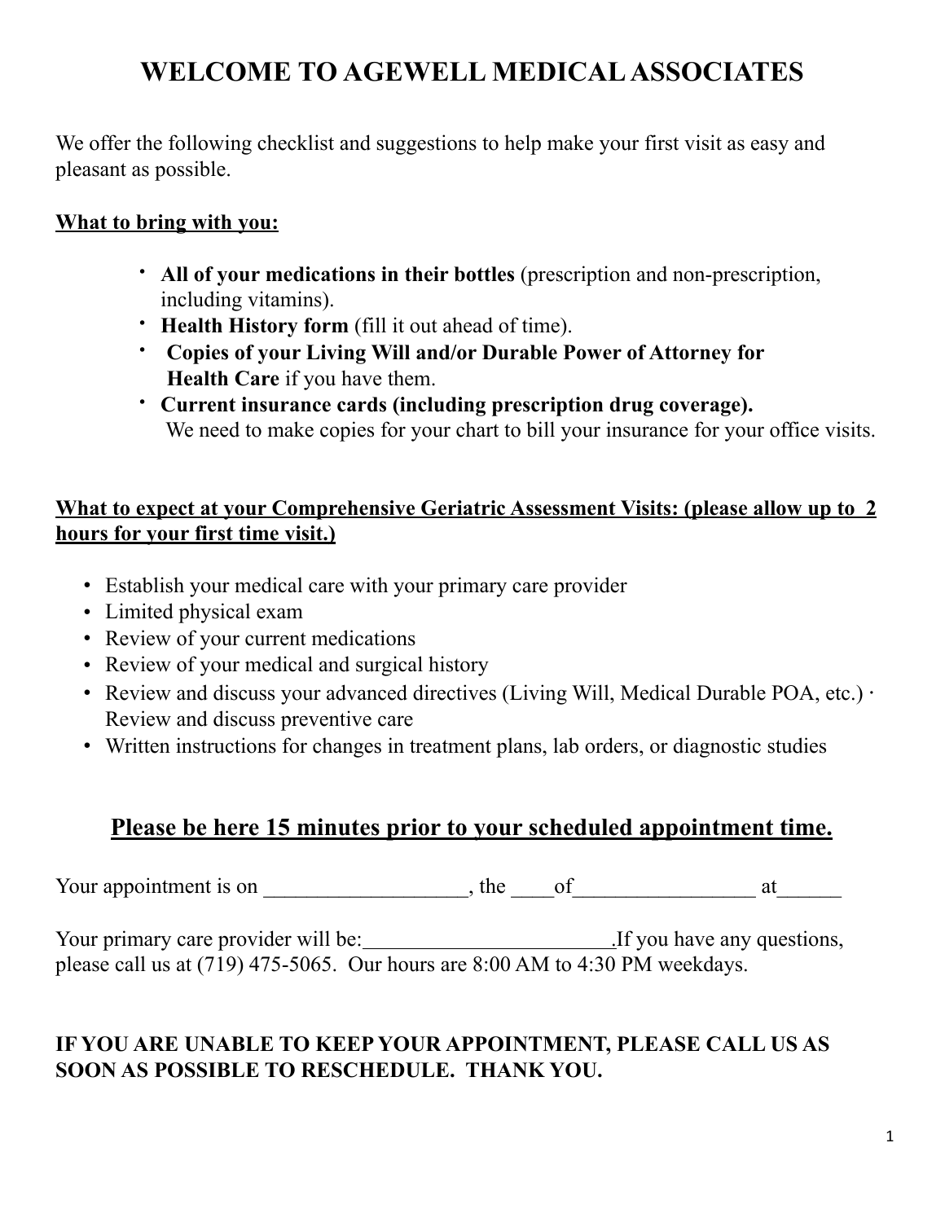# WELCOME TO AGEWELL MEDICAL ASSOCIATES

We offer the following checklist and suggestions to help make your first visit as easy and pleasant as possible.

**<u>What to bring with you:</u>**

- **All of your medications in their bottles** (prescription and non-prescription, including vitamins).
- **Health History form** (fill it out ahead of time).
- **Copies of your Living Will and/or Durable Power of Attorney for Health Care** if you have them.
- **Current insurance cards (including prescription drug coverage).** We need to make copies for your chart to bill your insurance for your office visits.

**<u>What to expect at your Comprehensive Geriatric Assessment Visits: (please allow up to 2 hours for your first time visit.)</u>**

- Establish your medical care with your primary care provider
- Limited physical exam
- Review of your current medications
- Review of your medical and surgical history
- Review and discuss your advanced directives (Living Will, Medical Durable POA, etc.) · Review and discuss preventive care
- Written instructions for changes in treatment plans, lab orders, or diagnostic studies

## <u>Please be here 15 minutes prior to your scheduled appointment time.</u>

Your appointment is on ___________________, the ____of_________________ at______

Your primary care provider will be:________________________.If you have any questions, please call us at (719) 475-5065. Our hours are 8:00 AM to 4:30 PM weekdays.

**IF YOU ARE UNABLE TO KEEP YOUR APPOINTMENT, PLEASE CALL US AS SOON AS POSSIBLE TO RESCHEDULE. THANK YOU.**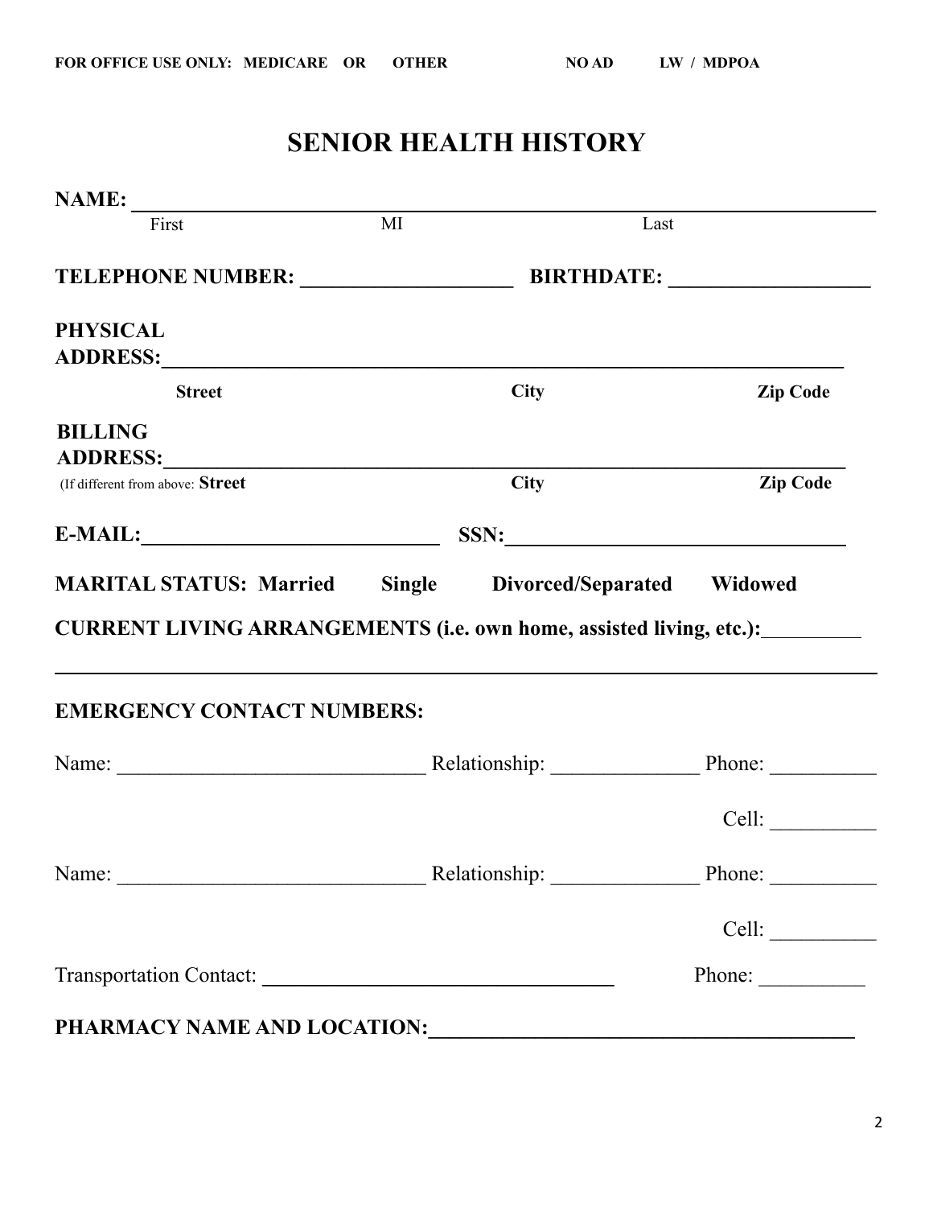FOR OFFICE USE ONLY: MEDICARE OR OTHER NO AD LW / MDPOA

# SENIOR HEALTH HISTORY

**NAME:** ______________________________________________________________
First MI Last

**TELEPHONE NUMBER:** ____________________ **BIRTHDATE:** ___________________

**PHYSICAL ADDRESS:** ____________________________________________________
**Street** **City** **Zip Code**

**BILLING ADDRESS:** _____________________________________________________
(If different from above: **Street** **City** **Zip Code**

**E-MAIL:** ____________________________ **SSN:** _______________________________

**MARITAL STATUS: Married Single Divorced/Separated Widowed**

**CURRENT LIVING ARRANGEMENTS (i.e. own home, assisted living, etc.):** _________

_____________________________________________________________________________

**EMERGENCY CONTACT NUMBERS:**

Name: _____________________________ Relationship: ______________ Phone: __________

Cell: __________

Name: _____________________________ Relationship: ______________ Phone: __________

Cell: __________

Transportation Contact: __________________________________ Phone: __________

**PHARMACY NAME AND LOCATION:** ________________________________________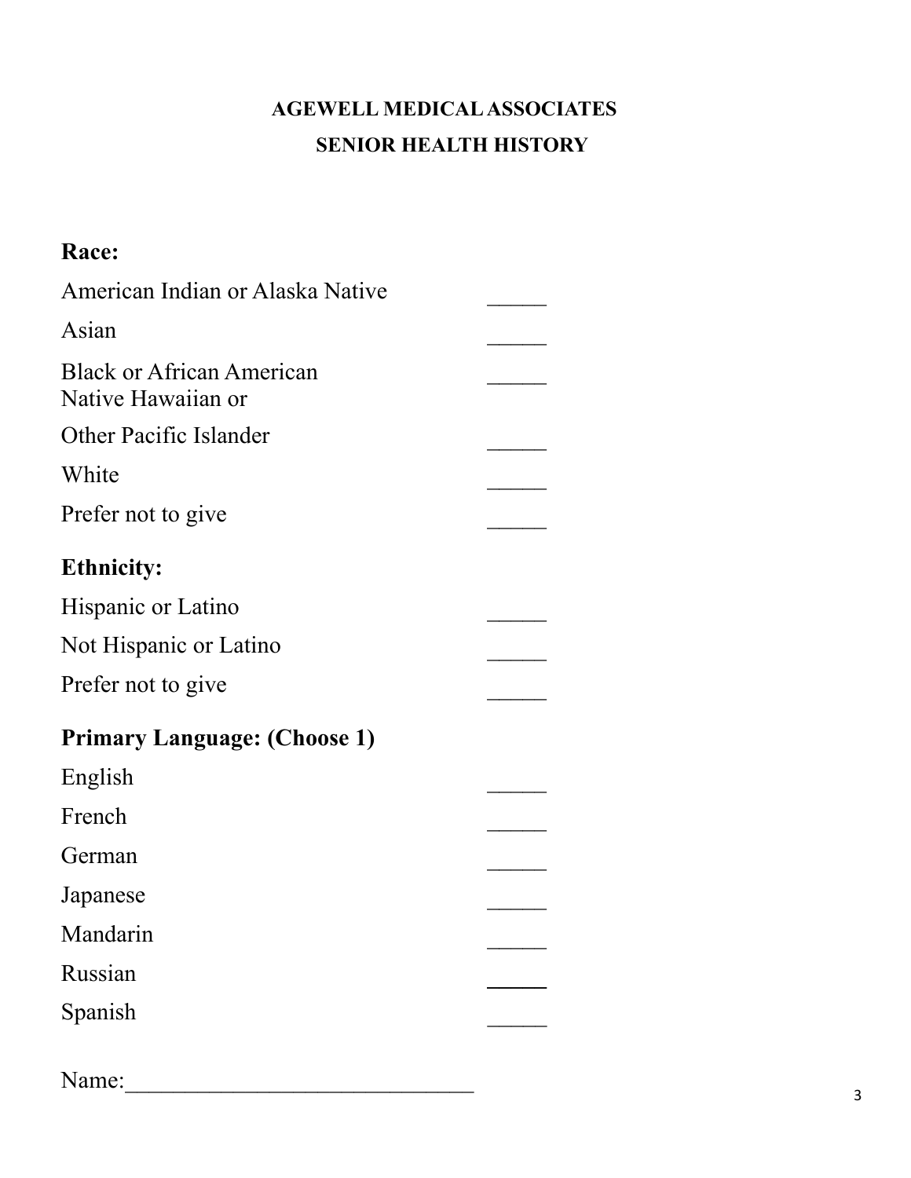**AGEWELL MEDICAL ASSOCIATES**

**SENIOR HEALTH HISTORY**

**Race:**

American Indian or Alaska Native _____

Asian _____

Black or African American _____

Native Hawaiian or Other Pacific Islander _____

White _____

Prefer not to give _____

**Ethnicity:**

Hispanic or Latino _____

Not Hispanic or Latino _____

Prefer not to give _____

**Primary Language: (Choose 1)**

English _____

French _____

German _____

Japanese _____

Mandarin _____

Russian _____

Spanish _____

Name:______________________________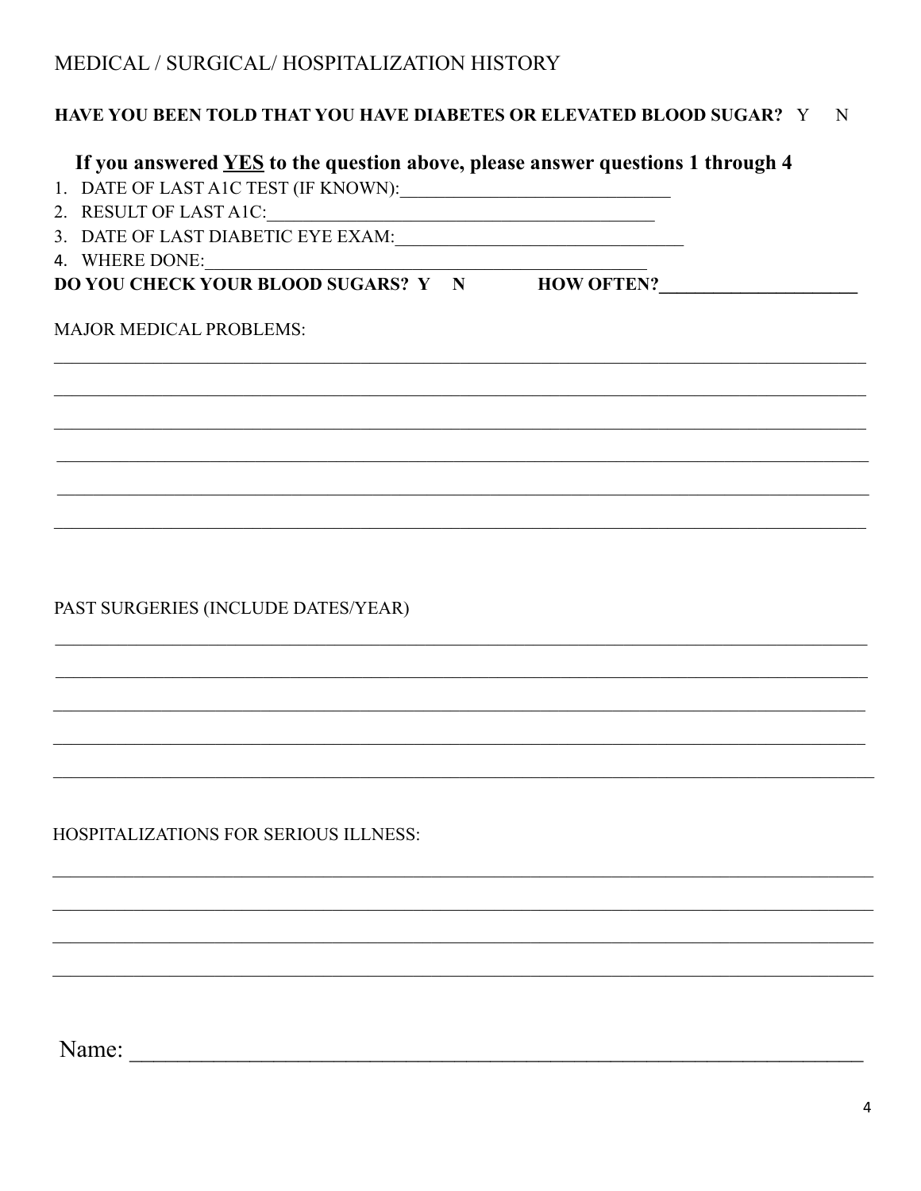# MEDICAL / SURGICAL/ HOSPITALIZATION HISTORY

**HAVE YOU BEEN TOLD THAT YOU HAVE DIABETES OR ELEVATED BLOOD SUGAR?** Y N

**If you answered <u>YES</u> to the question above, please answer questions 1 through 4**

1. DATE OF LAST A1C TEST (IF KNOWN):______________________________
2. RESULT OF LAST A1C:___________________________________________
3. DATE OF LAST DIABETIC EYE EXAM:________________________________
4. WHERE DONE:___________________________________________________

**DO YOU CHECK YOUR BLOOD SUGARS? Y N HOW OFTEN?_____________________**

MAJOR MEDICAL PROBLEMS:

_____________________________________________________________________________

_____________________________________________________________________________

_____________________________________________________________________________

_____________________________________________________________________________

_____________________________________________________________________________

_____________________________________________________________________________

PAST SURGERIES (INCLUDE DATES/YEAR)

_____________________________________________________________________________

_____________________________________________________________________________

_____________________________________________________________________________

_____________________________________________________________________________

_____________________________________________________________________________

HOSPITALIZATIONS FOR SERIOUS ILLNESS:

_____________________________________________________________________________

_____________________________________________________________________________

_____________________________________________________________________________

_____________________________________________________________________________

Name: ___________________________________________________________________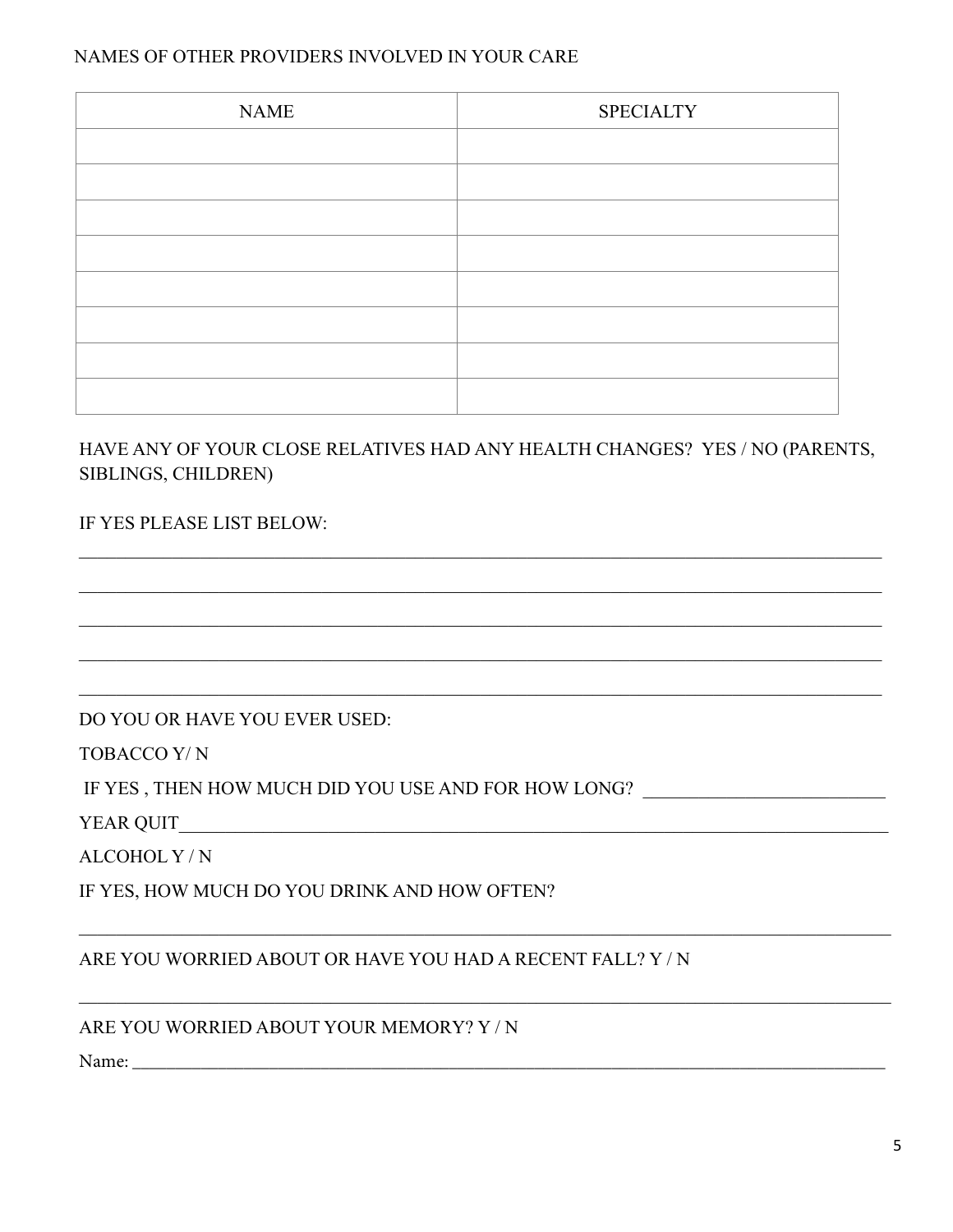NAMES OF OTHER PROVIDERS INVOLVED IN YOUR CARE

| NAME | SPECIALTY |
| --- | --- |
| | |
| | |
| | |
| | |
| | |
| | |
| | |
| | |

HAVE ANY OF YOUR CLOSE RELATIVES HAD ANY HEALTH CHANGES? YES / NO (PARENTS, SIBLINGS, CHILDREN)

IF YES PLEASE LIST BELOW:

_______________________________________________________________________________

_______________________________________________________________________________

_______________________________________________________________________________

_______________________________________________________________________________

_______________________________________________________________________________

DO YOU OR HAVE YOU EVER USED:

TOBACCO Y/ N

IF YES , THEN HOW MUCH DID YOU USE AND FOR HOW LONG? _________________________

YEAR QUIT_______________________________________________________________________

ALCOHOL Y / N

IF YES, HOW MUCH DO YOU DRINK AND HOW OFTEN?

_______________________________________________________________________________

ARE YOU WORRIED ABOUT OR HAVE YOU HAD A RECENT FALL? Y / N

_______________________________________________________________________________

ARE YOU WORRIED ABOUT YOUR MEMORY? Y / N

Name: __________________________________________________________________________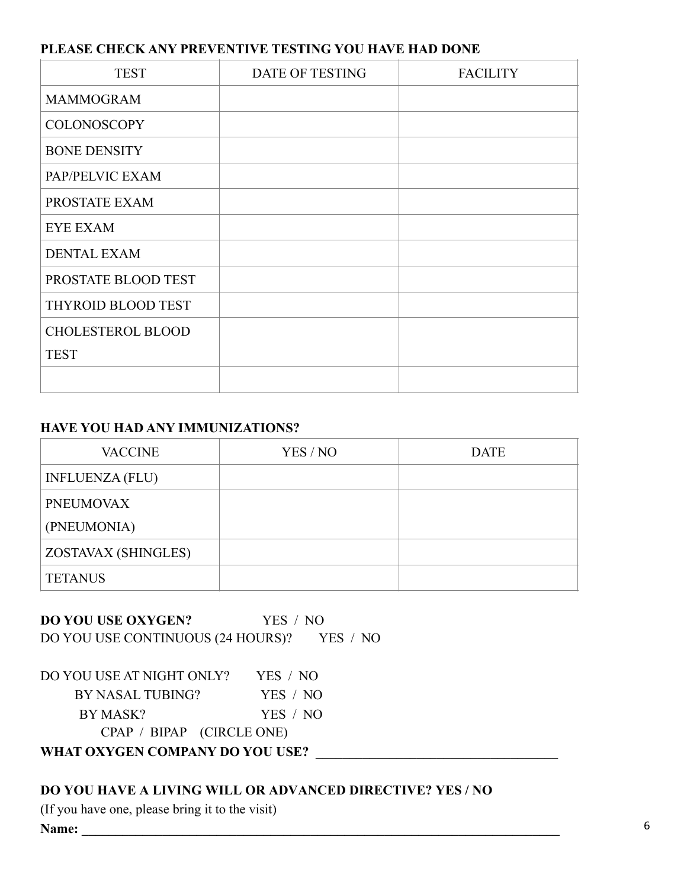**PLEASE CHECK ANY PREVENTIVE TESTING YOU HAVE HAD DONE**

| TEST | DATE OF TESTING | FACILITY |
|---|---|---|
| MAMMOGRAM | | |
| COLONOSCOPY | | |
| BONE DENSITY | | |
| PAP/PELVIC EXAM | | |
| PROSTATE EXAM | | |
| EYE EXAM | | |
| DENTAL EXAM | | |
| PROSTATE BLOOD TEST | | |
| THYROID BLOOD TEST | | |
| CHOLESTEROL BLOOD TEST | | |
| | | |

**HAVE YOU HAD ANY IMMUNIZATIONS?**

| VACCINE | YES / NO | DATE |
|---|---|---|
| INFLUENZA (FLU) | | |
| PNEUMOVAX (PNEUMONIA) | | |
| ZOSTAVAX (SHINGLES) | | |
| TETANUS | | |

**DO YOU USE OXYGEN?** YES / NO

DO YOU USE CONTINUOUS (24 HOURS)? YES / NO

DO YOU USE AT NIGHT ONLY? YES / NO

BY NASAL TUBING? YES / NO

BY MASK? YES / NO

CPAP / BIPAP (CIRCLE ONE)

**WHAT OXYGEN COMPANY DO YOU USE?** ___________________________________

**DO YOU HAVE A LIVING WILL OR ADVANCED DIRECTIVE? YES / NO**

(If you have one, please bring it to the visit)

**Name:** ___________________________________________________________________________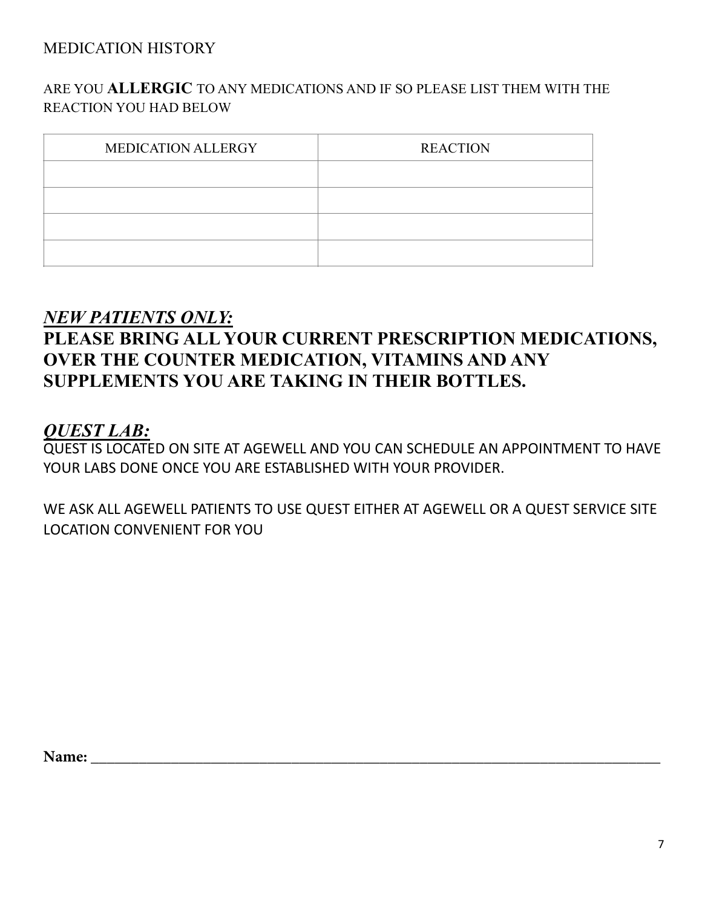MEDICATION HISTORY

ARE YOU **ALLERGIC** TO ANY MEDICATIONS AND IF SO PLEASE LIST THEM WITH THE REACTION YOU HAD BELOW

| MEDICATION ALLERGY | REACTION |
| --- | --- |
| | |
| | |
| | |
| | |

## ***NEW PATIENTS ONLY:***

## **PLEASE BRING ALL YOUR CURRENT PRESCRIPTION MEDICATIONS, OVER THE COUNTER MEDICATION, VITAMINS AND ANY SUPPLEMENTS YOU ARE TAKING IN THEIR BOTTLES.**

## ***QUEST LAB:***

QUEST IS LOCATED ON SITE AT AGEWELL AND YOU CAN SCHEDULE AN APPOINTMENT TO HAVE YOUR LABS DONE ONCE YOU ARE ESTABLISHED WITH YOUR PROVIDER.

WE ASK ALL AGEWELL PATIENTS TO USE QUEST EITHER AT AGEWELL OR A QUEST SERVICE SITE LOCATION CONVENIENT FOR YOU

**Name:** ___________________________________________________________________________